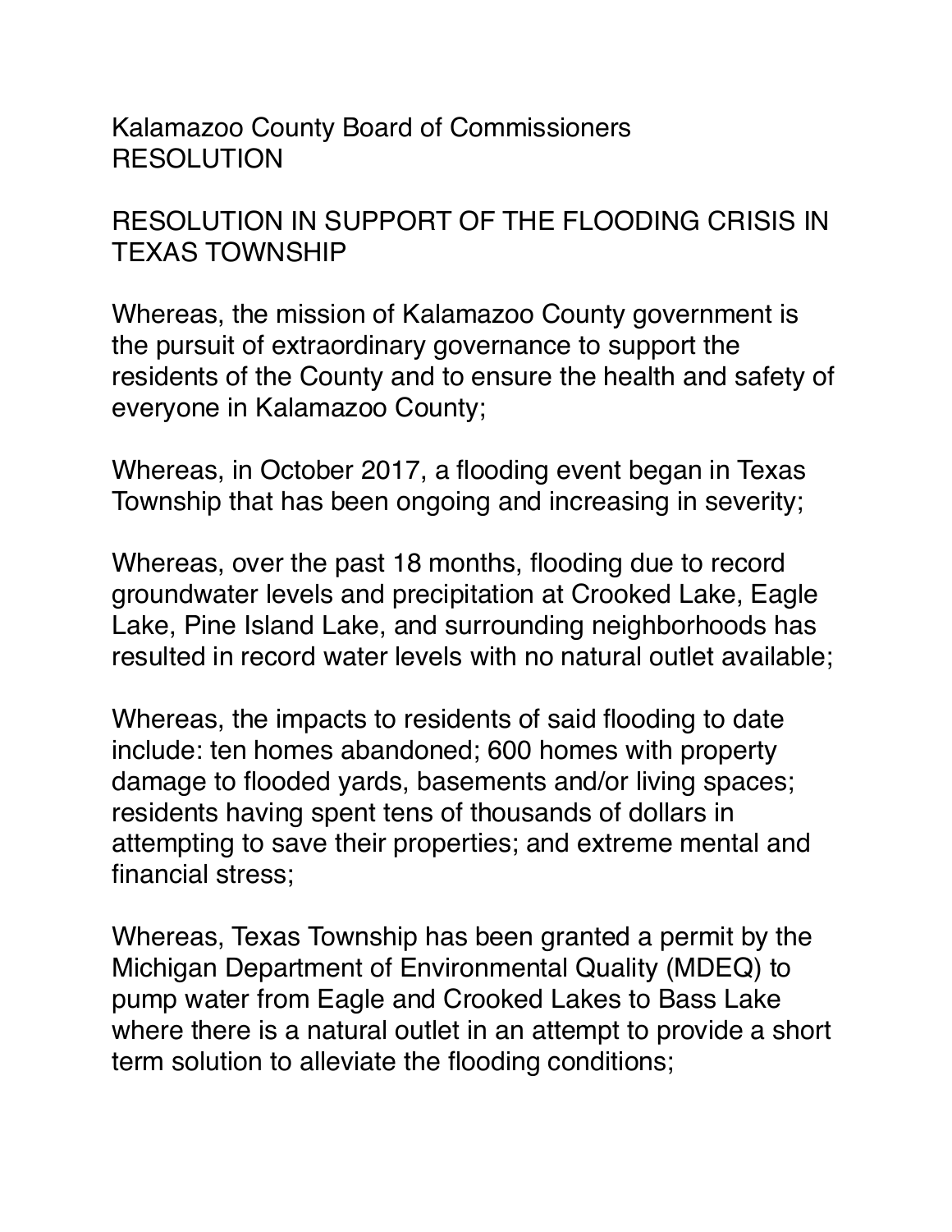Kalamazoo County Board of Commissioners
RESOLUTION

# RESOLUTION IN SUPPORT OF THE FLOODING CRISIS IN TEXAS TOWNSHIP

Whereas, the mission of Kalamazoo County government is the pursuit of extraordinary governance to support the residents of the County and to ensure the health and safety of everyone in Kalamazoo County;

Whereas, in October 2017, a flooding event began in Texas Township that has been ongoing and increasing in severity;

Whereas, over the past 18 months, flooding due to record groundwater levels and precipitation at Crooked Lake, Eagle Lake, Pine Island Lake, and surrounding neighborhoods has resulted in record water levels with no natural outlet available;

Whereas, the impacts to residents of said flooding to date include: ten homes abandoned; 600 homes with property damage to flooded yards, basements and/or living spaces; residents having spent tens of thousands of dollars in attempting to save their properties; and extreme mental and financial stress;

Whereas, Texas Township has been granted a permit by the Michigan Department of Environmental Quality (MDEQ) to pump water from Eagle and Crooked Lakes to Bass Lake where there is a natural outlet in an attempt to provide a short term solution to alleviate the flooding conditions;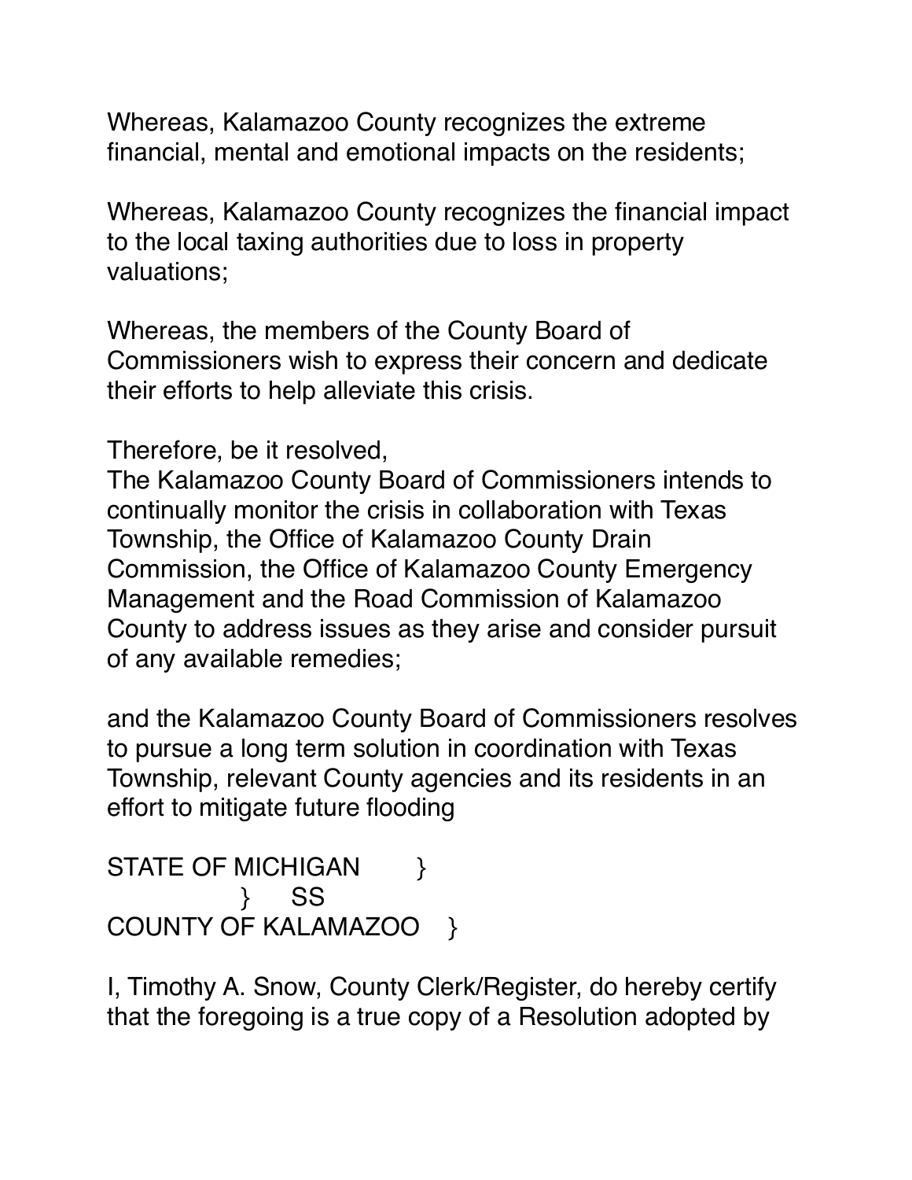Whereas, Kalamazoo County recognizes the extreme financial, mental and emotional impacts on the residents;

Whereas, Kalamazoo County recognizes the financial impact to the local taxing authorities due to loss in property valuations;

Whereas, the members of the County Board of Commissioners wish to express their concern and dedicate their efforts to help alleviate this crisis.

Therefore, be it resolved,
The Kalamazoo County Board of Commissioners intends to continually monitor the crisis in collaboration with Texas Township, the Office of Kalamazoo County Drain Commission, the Office of Kalamazoo County Emergency Management and the Road Commission of Kalamazoo County to address issues as they arise and consider pursuit of any available remedies;

and the Kalamazoo County Board of Commissioners resolves to pursue a long term solution in coordination with Texas Township, relevant County agencies and its residents in an effort to mitigate future flooding

STATE OF MICHIGAN }
} SS
COUNTY OF KALAMAZOO }

I, Timothy A. Snow, County Clerk/Register, do hereby certify that the foregoing is a true copy of a Resolution adopted by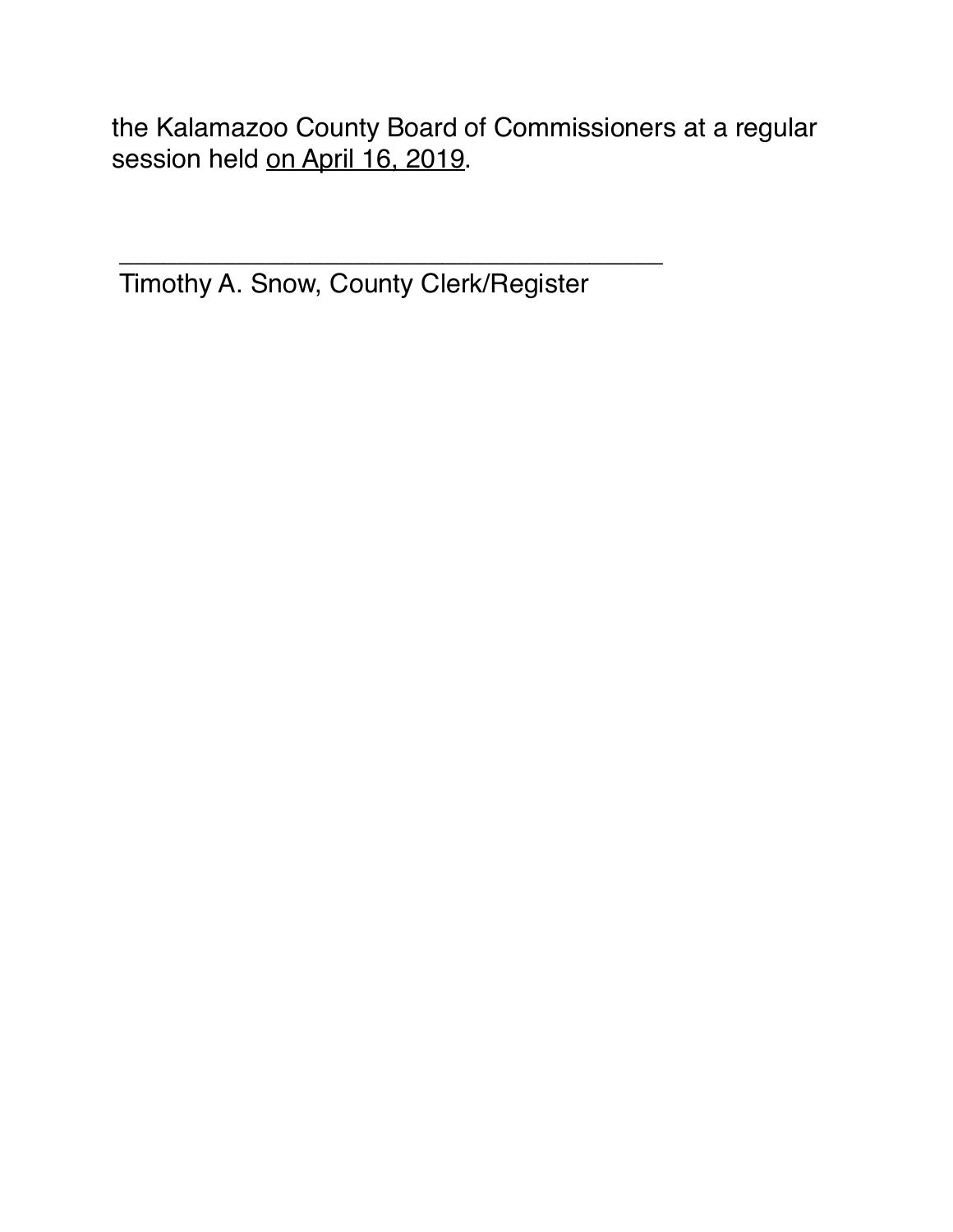the Kalamazoo County Board of Commissioners at a regular session held on April 16, 2019.

\_\_\_\_\_\_\_\_\_\_\_\_\_\_\_\_\_\_\_\_\_\_\_\_\_\_\_\_\_\_\_\_\_\_\_\_\_\_\_\_\_\_

Timothy A. Snow, County Clerk/Register